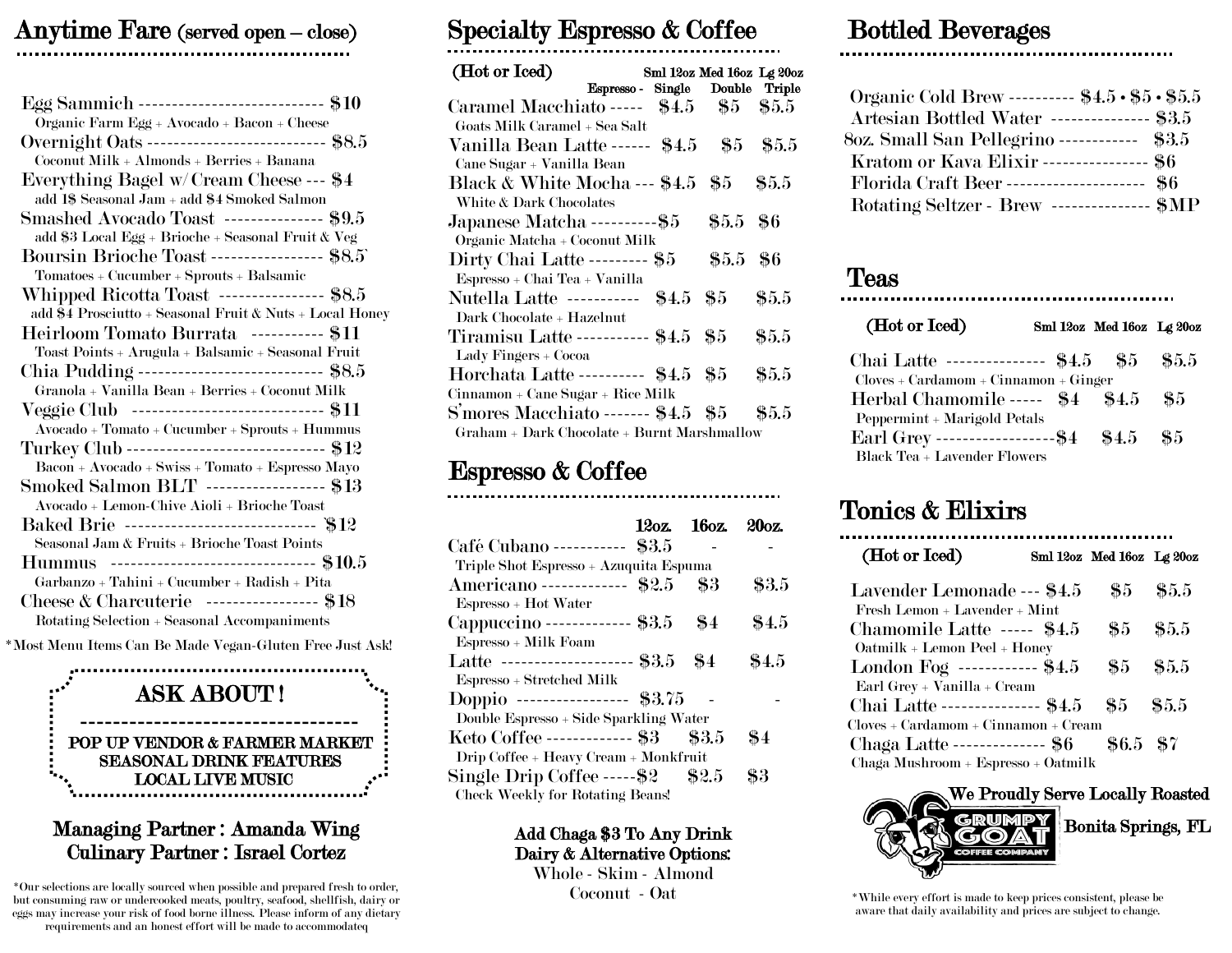# Anytime Fare (served open – close)

Egg Sammich ---------------------------- $10
Organic Farm Egg + Avocado + Bacon + Cheese

Overnight Oats --------------------------- $8.5
Coconut Milk + Almonds + Berries + Banana

Everything Bagel w/ Cream Cheese --- $4
add 1$ Seasonal Jam + add $4 Smoked Salmon

Smashed Avocado Toast -------------- $9.5
add $3 Local Egg + Brioche + Seasonal Fruit & Veg

Boursin Brioche Toast ---------------- $8.5
Tomatoes + Cucumber + Sprouts + Balsamic

Whipped Ricotta Toast --------------- $8.5
add $4 Prosciutto + Seasonal Fruit & Nuts + Local Honey

Heirloom Tomato Burrata ----------- $11
Toast Points + Arugula + Balsamic + Seasonal Fruit

Chia Pudding ---------------------------- $8.5
Granola + Vanilla Bean + Berries + Coconut Milk

Veggie Club ----------------------------- $11
Avocado + Tomato + Cucumber + Sprouts + Hummus

Turkey Club ------------------------------ $12
Bacon + Avocado + Swiss + Tomato + Espresso Mayo

Smoked Salmon BLT ------------------ $13
Avocado + Lemon-Chive Aioli + Brioche Toast

Baked Brie ----------------------------- $12
Seasonal Jam & Fruits + Brioche Toast Points

Hummus ------------------------------ $10.5
Garbanzo + Tahini + Cucumber + Radish + Pita

Cheese & Charcuterie ---------------- $18
Rotating Selection + Seasonal Accompaniments

*Most Menu Items Can Be Made Vegan-Gluten Free Just Ask!

## ASK ABOUT !

POP UP VENDOR & FARMER MARKET
SEASONAL DRINK FEATURES
LOCAL LIVE MUSIC

**Managing Partner : Amanda Wing**
**Culinary Partner : Israel Cortez**

*Our selections are locally sourced when possible and prepared fresh to order, but consuming raw or undercooked meats, poultry, seafood, shellfish, dairy or eggs may increase your risk of food borne illness. Please inform of any dietary requirements and an honest effort will be made to accommodateq

# Specialty Espresso & Coffee

| (Hot or Iced) | Sml 12oz | Med 16oz | Lg 20oz |
|---|---|---|---|
| Espresso - | Single | Double | Triple |
| Caramel Macchiato<br>Goats Milk Caramel + Sea Salt | $4.5 | $5 | $5.5 |
| Vanilla Bean Latte<br>Cane Sugar + Vanilla Bean | $4.5 | $5 | $5.5 |
| Black & White Mocha<br>White & Dark Chocolates | $4.5 | $5 | $5.5 |
| Japanese Matcha<br>Organic Matcha + Coconut Milk | $5 | $5.5 | $6 |
| Dirty Chai Latte<br>Espresso + Chai Tea + Vanilla | $5 | $5.5 | $6 |
| Nutella Latte<br>Dark Chocolate + Hazelnut | $4.5 | $5 | $5.5 |
| Tiramisu Latte<br>Lady Fingers + Cocoa | $4.5 | $5 | $5.5 |
| Horchata Latte<br>Cinnamon + Cane Sugar + Rice Milk | $4.5 | $5 | $5.5 |
| S'mores Macchiato<br>Graham + Dark Chocolate + Burnt Marshmallow | $4.5 | $5 | $5.5 |

# Espresso & Coffee

| | 12oz. | 16oz. | 20oz. |
|---|---|---|---|
| Café Cubano<br>Triple Shot Espresso + Azuquita Espuma | $3.5 | - | - |
| Americano<br>Espresso + Hot Water | $2.5 | $3 | $3.5 |
| Cappuccino<br>Espresso + Milk Foam | $3.5 | $4 | $4.5 |
| Latte<br>Espresso + Stretched Milk | $3.5 | $4 | $4.5 |
| Doppio<br>Double Espresso + Side Sparkling Water | $3.75 | - | - |
| Keto Coffee<br>Drip Coffee + Heavy Cream + Monkfruit | $3 | $3.5 | $4 |
| Single Drip Coffee<br>Check Weekly for Rotating Beans! | $2 | $2.5 | $3 |

**Add Chaga $3 To Any Drink**
**Dairy & Alternative Options:**
Whole - Skim - Almond
Coconut - Oat

# Bottled Beverages

Organic Cold Brew ---------- $4.5 • $5 • $5.5
Artesian Bottled Water -------------- $3.5
8oz. Small San Pellegrino ----------- $3.5
Kratom or Kava Elixir --------------- $6
Florida Craft Beer -------------------- $6
Rotating Seltzer - Brew -------------- $MP

# Teas

| (Hot or Iced) | Sml 12oz | Med 16oz | Lg 20oz |
|---|---|---|---|
| Chai Latte<br>Cloves + Cardamom + Cinnamon + Ginger | $4.5 | $5 | $5.5 |
| Herbal Chamomile<br>Peppermint + Marigold Petals | $4 | $4.5 | $5 |
| Earl Grey<br>Black Tea + Lavender Flowers | $4 | $4.5 | $5 |

# Tonics & Elixirs

| (Hot or Iced) | Sml 12oz | Med 16oz | Lg 20oz |
|---|---|---|---|
| Lavender Lemonade<br>Fresh Lemon + Lavender + Mint | $4.5 | $5 | $5.5 |
| Chamomile Latte<br>Oatmilk + Lemon Peel + Honey | $4.5 | $5 | $5.5 |
| London Fog<br>Earl Grey + Vanilla + Cream | $4.5 | $5 | $5.5 |
| Chai Latte<br>Cloves + Cardamom + Cinnamon + Cream | $4.5 | $5 | $5.5 |
| Chaga Latte<br>Chaga Mushroom + Espresso + Oatmilk | $6 | $6.5 | $7 |

**We Proudly Serve Locally Roasted**
GRUMPY GOAT COFFEE COMPANY
**Bonita Springs, FL**

*While every effort is made to keep prices consistent, please be aware that daily availability and prices are subject to change.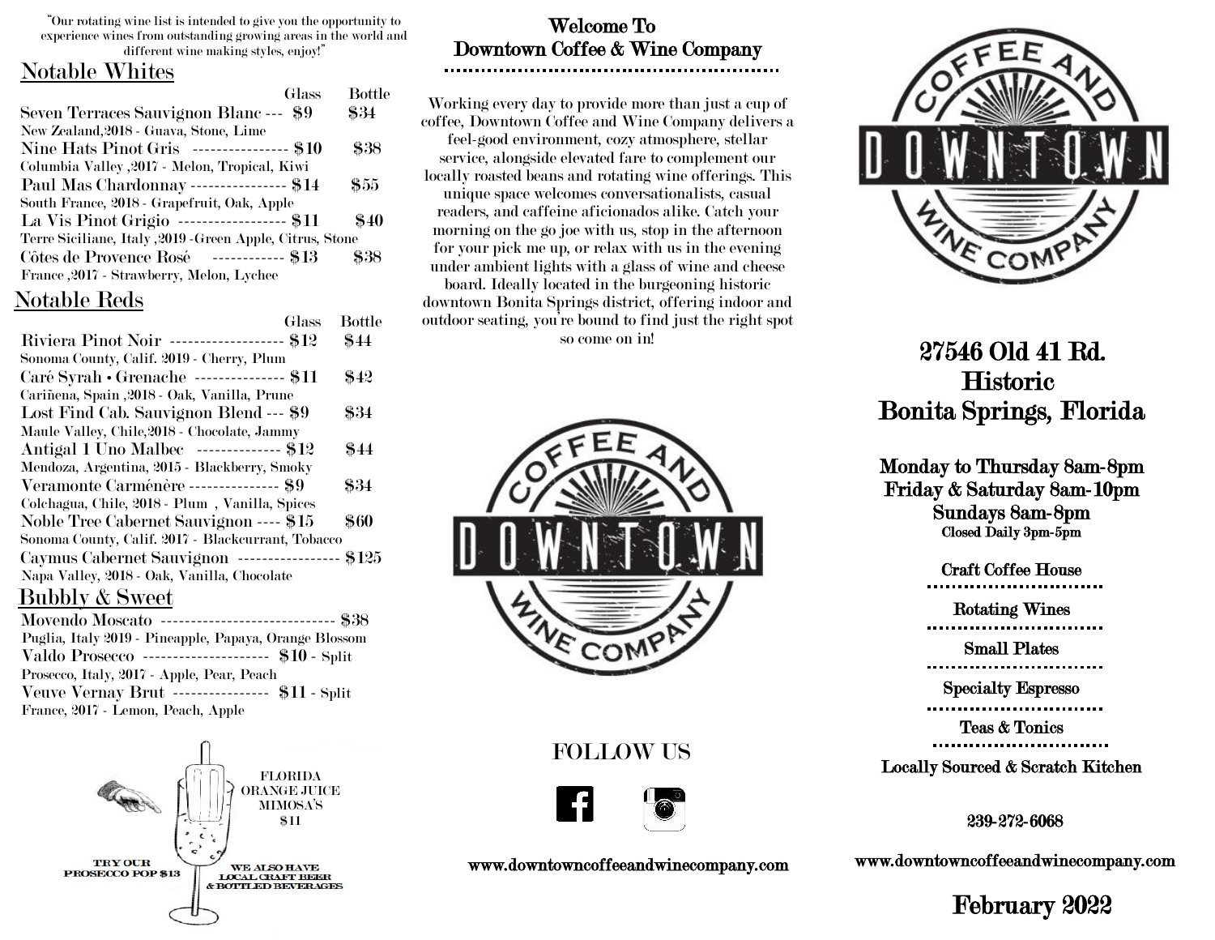"Our rotating wine list is intended to give you the opportunity to experience wines from outstanding growing areas in the world and different wine making styles, enjoy!"

## Notable Whites

| | Glass | Bottle |
|---|---|---|
| Seven Terraces Sauvignon Blanc --- | $9 | $34 |
| New Zealand,2018 - Guava, Stone, Lime | | |
| Nine Hats Pinot Gris ---------------- | $10 | $38 |
| Columbia Valley ,2017 - Melon, Tropical, Kiwi | | |
| Paul Mas Chardonnay ---------------- | $14 | $55 |
| South France, 2018 - Grapefruit, Oak, Apple | | |
| La Vis Pinot Grigio ------------------ | $11 | $40 |
| Terre Siciliane, Italy ,2019 -Green Apple, Citrus, Stone | | |
| Côtes de Provence Rosé ------------ | $13 | $38 |
| France ,2017 - Strawberry, Melon, Lychee | | |

## Notable Reds

| | Glass | Bottle |
|---|---|---|
| Riviera Pinot Noir ------------------- | $12 | $44 |
| Sonoma County, Calif. 2019 - Cherry, Plum | | |
| Caré Syrah • Grenache --------------- | $11 | $42 |
| Cariñena, Spain ,2018 - Oak, Vanilla, Prune | | |
| Lost Find Cab. Sauvignon Blend --- | $9 | $34 |
| Maule Valley, Chile,2018 - Chocolate, Jammy | | |
| Antigal 1 Uno Malbec -------------- | $12 | $44 |
| Mendoza, Argentina, 2015 - Blackberry, Smoky | | |
| Veramonte Carménère --------------- | $9 | $34 |
| Colchagua, Chile, 2018 - Plum , Vanilla, Spices | | |
| Noble Tree Cabernet Sauvignon ---- | $15 | $60 |
| Sonoma County, Calif. 2017 - Blackcurrant, Tobacco | | |
| Caymus Cabernet Sauvignon ---------------- | | $125 |
| Napa Valley, 2018 - Oak, Vanilla, Chocolate | | |

## Bubbly & Sweet

Movendo Moscato ---------------------------- $38
Puglia, Italy 2019 - Pineapple, Papaya, Orange Blossom

Valdo Prosecco --------------------- $10 - Split
Prosecco, Italy, 2017 - Apple, Pear, Peach

Veuve Vernay Brut ---------------- $11 - Split
France, 2017 - Lemon, Peach, Apple

FLORIDA ORANGE JUICE MIMOSA'S $11

TRY OUR PROSECCO POP $13

WE ALSO HAVE LOCAL CRAFT BEER & BOTTLED BEVERAGES

## Welcome To Downtown Coffee & Wine Company

Working every day to provide more than just a cup of coffee, Downtown Coffee and Wine Company delivers a feel-good environment, cozy atmosphere, stellar service, alongside elevated fare to complement our locally roasted beans and rotating wine offerings. This unique space welcomes conversationalists, casual readers, and caffeine aficionados alike. Catch your morning on the go joe with us, stop in the afternoon for your pick me up, or relax with us in the evening under ambient lights with a glass of wine and cheese board. Ideally located in the burgeoning historic downtown Bonita Springs district, offering indoor and outdoor seating, you're bound to find just the right spot so come on in!

COFFEE AND DOWNTOWN WINE COMPANY

FOLLOW US

www.downtowncoffeeandwinecompany.com

COFFEE AND DOWNTOWN WINE COMPANY

## 27546 Old 41 Rd. Historic Bonita Springs, Florida

**Monday to Thursday 8am-8pm**
**Friday & Saturday 8am-10pm**
**Sundays 8am-8pm**
**Closed Daily 3pm-5pm**

**Craft Coffee House**

**Rotating Wines**

**Small Plates**

**Specialty Espresso**

**Teas & Tonics**

**Locally Sourced & Scratch Kitchen**

239-272-6068

www.downtowncoffeeandwinecompany.com

**February 2022**